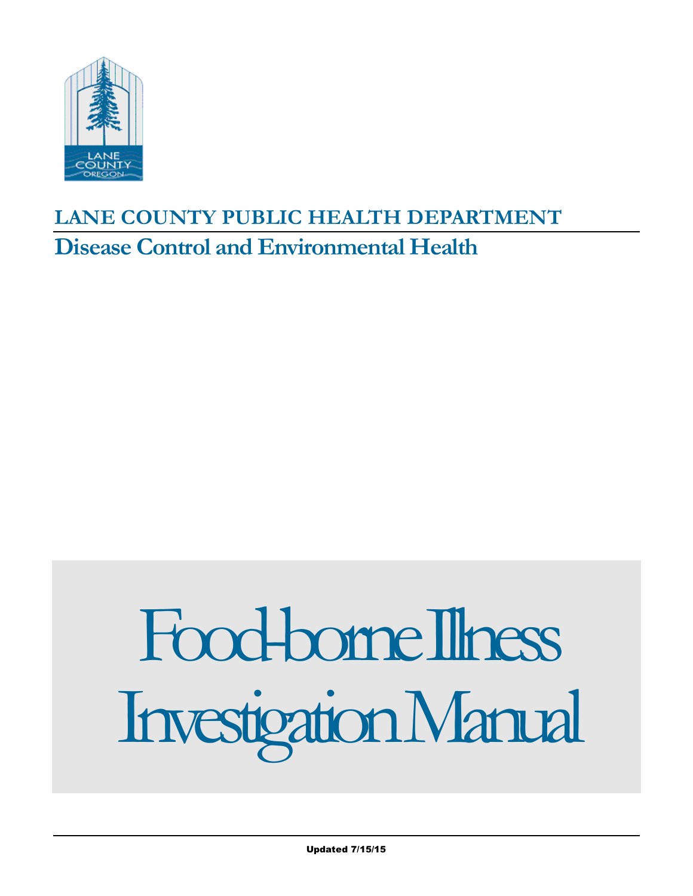LANE COUNTY OREGON

# LANE COUNTY PUBLIC HEALTH DEPARTMENT

## Disease Control and Environmental Health

# Food-borne Illness Investigation Manual

**Updated 7/15/15**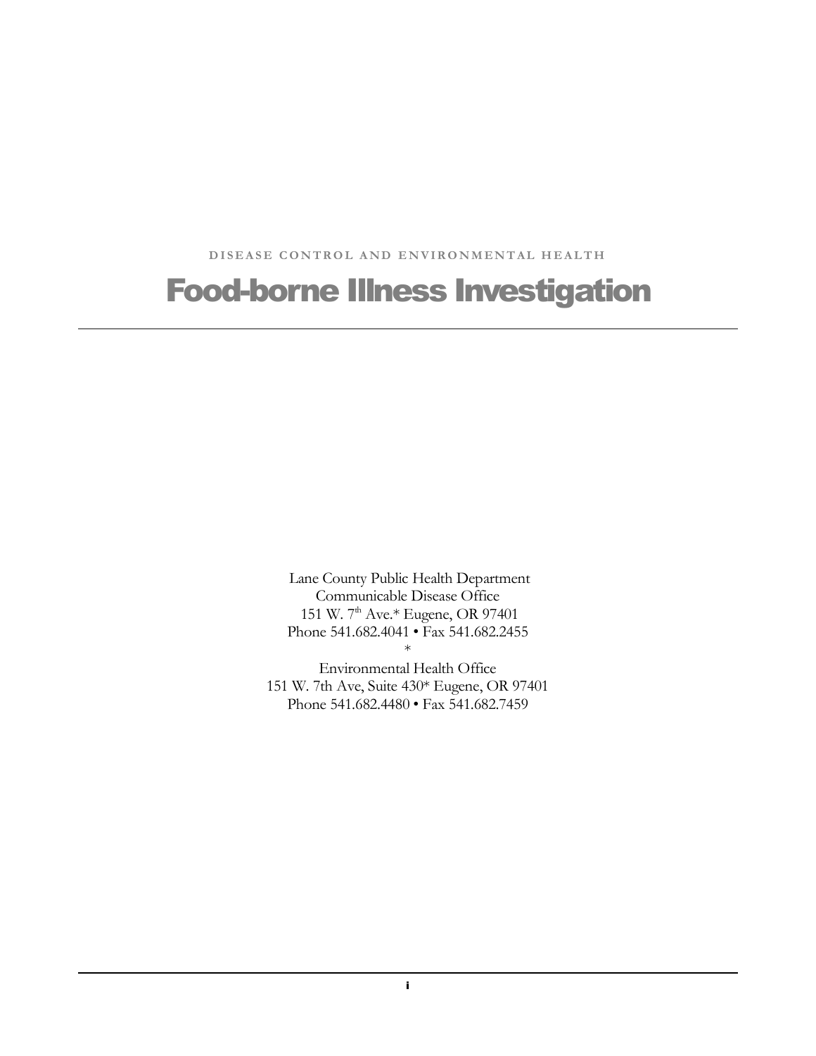DISEASE CONTROL AND ENVIRONMENTAL HEALTH

# Food-borne Illness Investigation

---

Lane County Public Health Department
Communicable Disease Office
151 W. 7th Ave.* Eugene, OR 97401
Phone 541.682.4041 • Fax 541.682.2455
*
Environmental Health Office
151 W. 7th Ave, Suite 430* Eugene, OR 97401
Phone 541.682.4480 • Fax 541.682.7459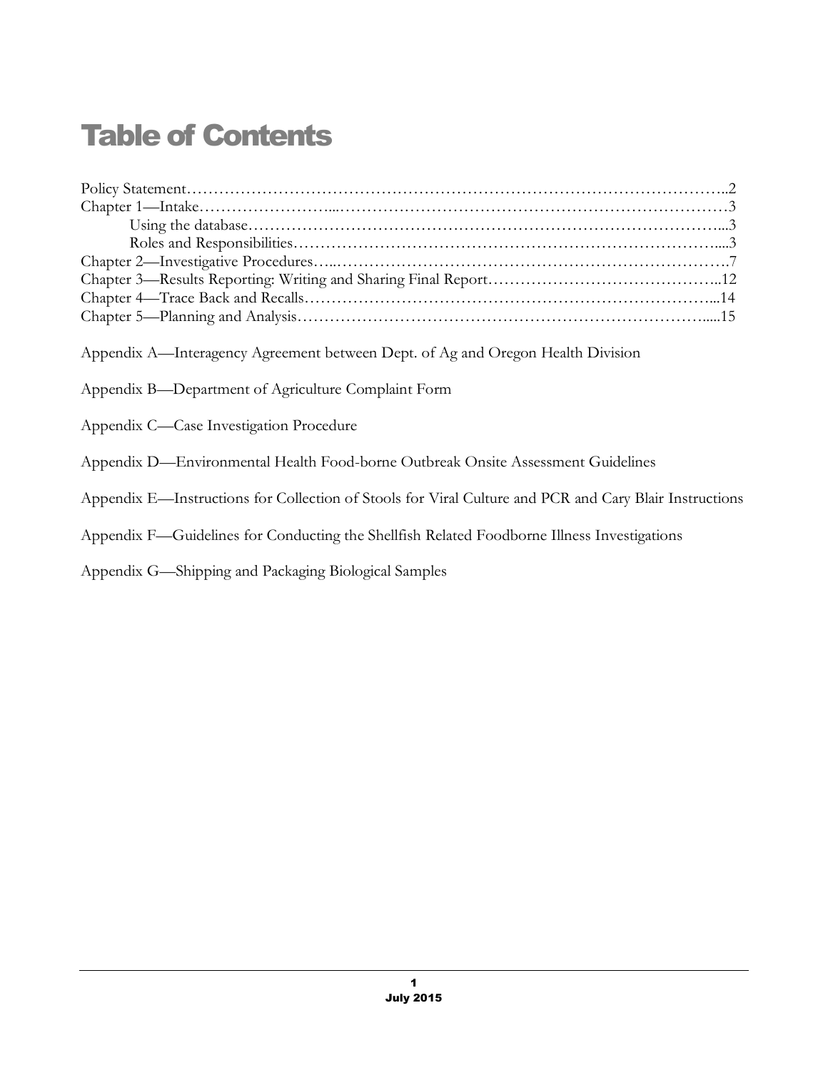# Table of Contents

Policy Statement……………………………………………………………………………………..2
Chapter 1—Intake……………………...……………………………………………………………3
    Using the database…………………………………………………………………………...3
    Roles and Responsibilities………………………………………………………………….....3
Chapter 2—Investigative Procedures…..……………………………………………………………….7
Chapter 3—Results Reporting: Writing and Sharing Final Report……………………………………..12
Chapter 4—Trace Back and Recalls…………………………………………………………………...14
Chapter 5—Planning and Analysis……………………………………………………………….....15

Appendix A—Interagency Agreement between Dept. of Ag and Oregon Health Division

Appendix B—Department of Agriculture Complaint Form

Appendix C—Case Investigation Procedure

Appendix D—Environmental Health Food-borne Outbreak Onsite Assessment Guidelines

Appendix E—Instructions for Collection of Stools for Viral Culture and PCR and Cary Blair Instructions

Appendix F—Guidelines for Conducting the Shellfish Related Foodborne Illness Investigations

Appendix G—Shipping and Packaging Biological Samples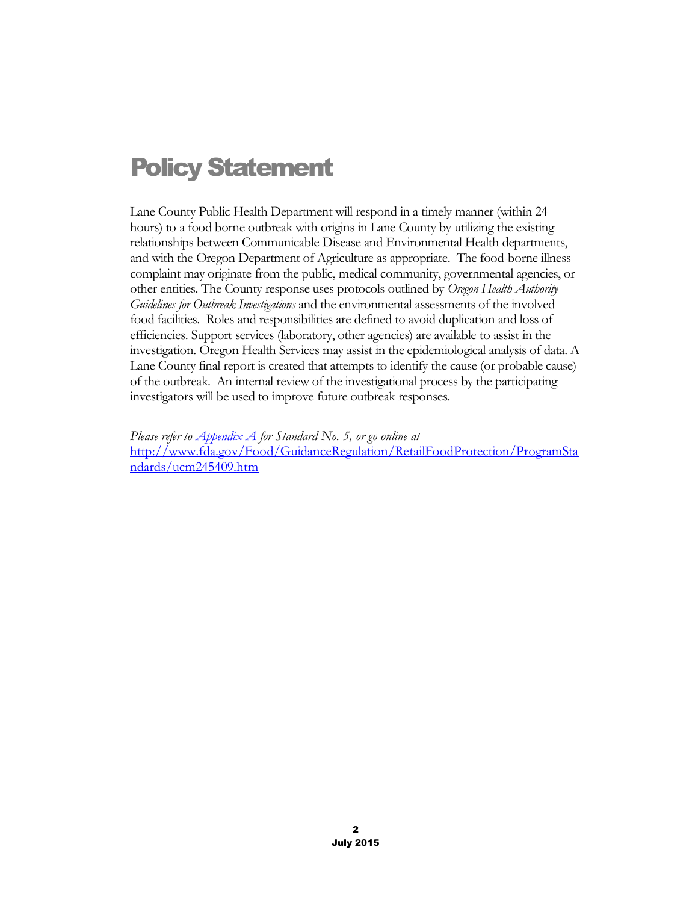# Policy Statement

Lane County Public Health Department will respond in a timely manner (within 24 hours) to a food borne outbreak with origins in Lane County by utilizing the existing relationships between Communicable Disease and Environmental Health departments, and with the Oregon Department of Agriculture as appropriate. The food-borne illness complaint may originate from the public, medical community, governmental agencies, or other entities. The County response uses protocols outlined by *Oregon Health Authority Guidelines for Outbreak Investigations* and the environmental assessments of the involved food facilities. Roles and responsibilities are defined to avoid duplication and loss of efficiencies. Support services (laboratory, other agencies) are available to assist in the investigation. Oregon Health Services may assist in the epidemiological analysis of data. A Lane County final report is created that attempts to identify the cause (or probable cause) of the outbreak. An internal review of the investigational process by the participating investigators will be used to improve future outbreak responses.

*Please refer to Appendix A for Standard No. 5, or go online at* http://www.fda.gov/Food/GuidanceRegulation/RetailFoodProtection/ProgramStandards/ucm245409.htm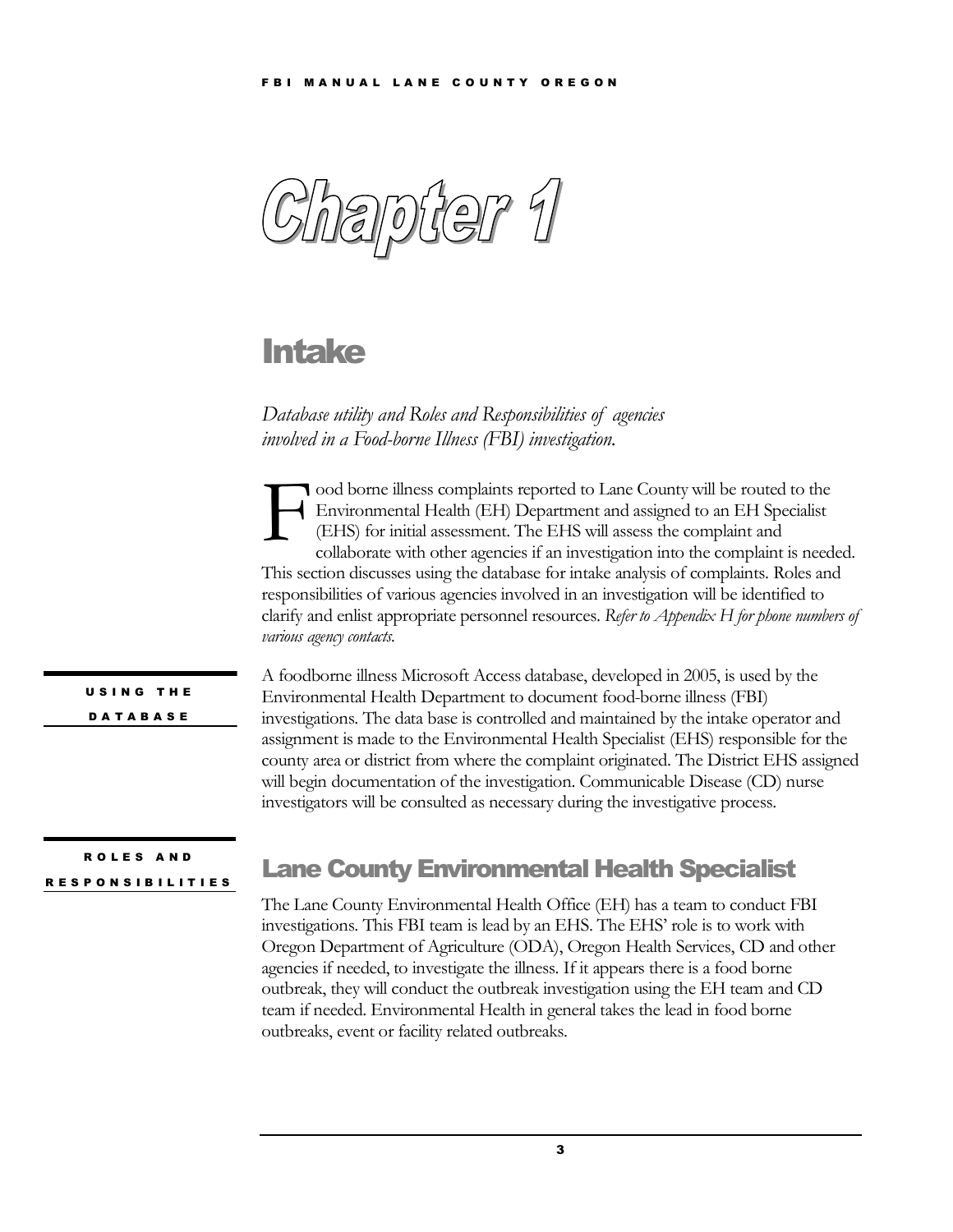# Chapter 1

## Intake

*Database utility and Roles and Responsibilities of agencies involved in a Food-borne Illness (FBI) investigation.*

Food borne illness complaints reported to Lane County will be routed to the Environmental Health (EH) Department and assigned to an EH Specialist (EHS) for initial assessment. The EHS will assess the complaint and collaborate with other agencies if an investigation into the complaint is needed. This section discusses using the database for intake analysis of complaints. Roles and responsibilities of various agencies involved in an investigation will be identified to clarify and enlist appropriate personnel resources. *Refer to Appendix H for phone numbers of various agency contacts.*

**USING THE DATABASE**

A foodborne illness Microsoft Access database, developed in 2005, is used by the Environmental Health Department to document food-borne illness (FBI) investigations. The data base is controlled and maintained by the intake operator and assignment is made to the Environmental Health Specialist (EHS) responsible for the county area or district from where the complaint originated. The District EHS assigned will begin documentation of the investigation. Communicable Disease (CD) nurse investigators will be consulted as necessary during the investigative process.

**ROLES AND RESPONSIBILITIES**

### Lane County Environmental Health Specialist

The Lane County Environmental Health Office (EH) has a team to conduct FBI investigations. This FBI team is lead by an EHS. The EHS' role is to work with Oregon Department of Agriculture (ODA), Oregon Health Services, CD and other agencies if needed, to investigate the illness. If it appears there is a food borne outbreak, they will conduct the outbreak investigation using the EH team and CD team if needed. Environmental Health in general takes the lead in food borne outbreaks, event or facility related outbreaks.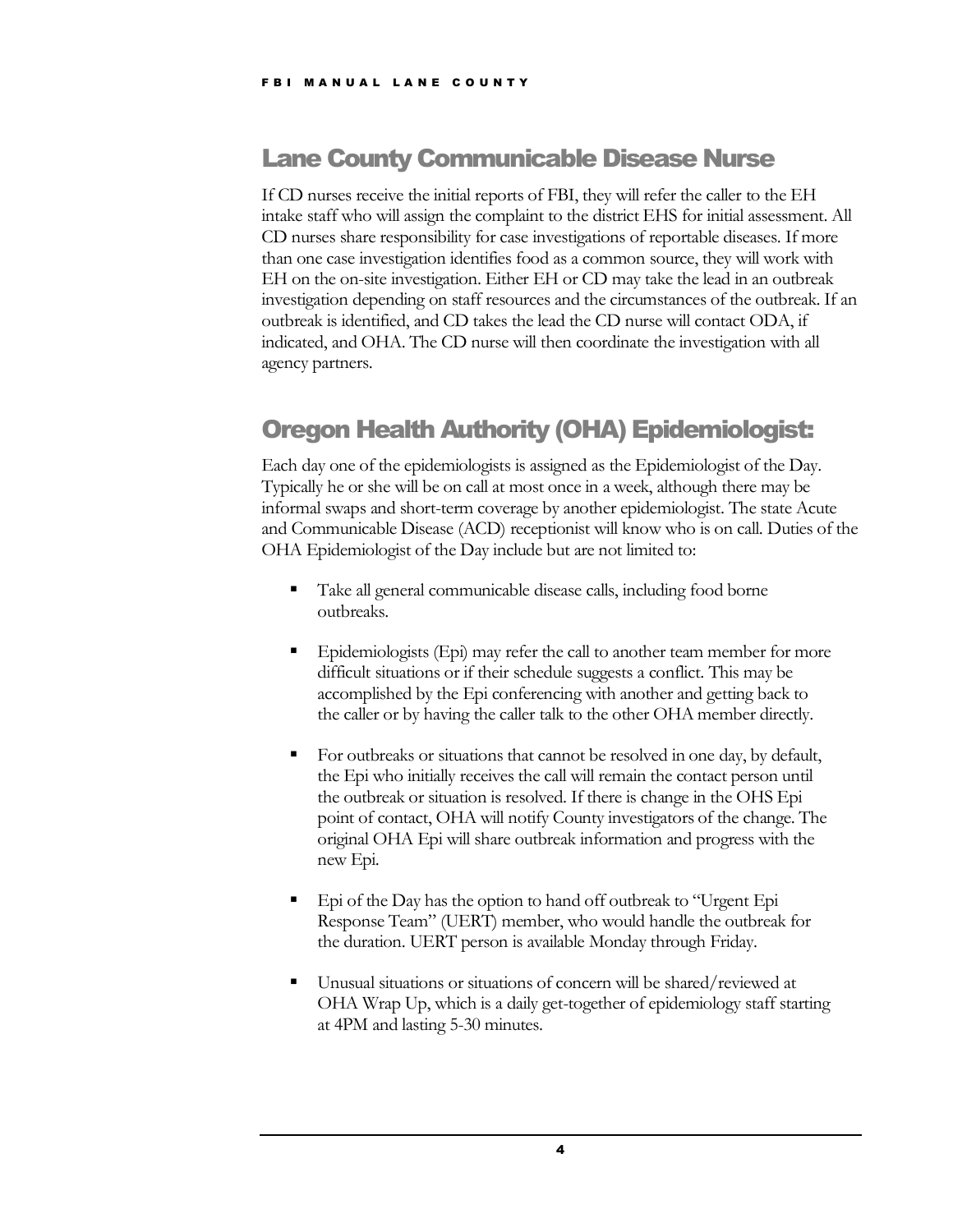## Lane County Communicable Disease Nurse

If CD nurses receive the initial reports of FBI, they will refer the caller to the EH intake staff who will assign the complaint to the district EHS for initial assessment. All CD nurses share responsibility for case investigations of reportable diseases. If more than one case investigation identifies food as a common source, they will work with EH on the on-site investigation. Either EH or CD may take the lead in an outbreak investigation depending on staff resources and the circumstances of the outbreak. If an outbreak is identified, and CD takes the lead the CD nurse will contact ODA, if indicated, and OHA. The CD nurse will then coordinate the investigation with all agency partners.

## Oregon Health Authority (OHA) Epidemiologist:

Each day one of the epidemiologists is assigned as the Epidemiologist of the Day. Typically he or she will be on call at most once in a week, although there may be informal swaps and short-term coverage by another epidemiologist. The state Acute and Communicable Disease (ACD) receptionist will know who is on call. Duties of the OHA Epidemiologist of the Day include but are not limited to:

- Take all general communicable disease calls, including food borne outbreaks.
- Epidemiologists (Epi) may refer the call to another team member for more difficult situations or if their schedule suggests a conflict. This may be accomplished by the Epi conferencing with another and getting back to the caller or by having the caller talk to the other OHA member directly.
- For outbreaks or situations that cannot be resolved in one day, by default, the Epi who initially receives the call will remain the contact person until the outbreak or situation is resolved. If there is change in the OHS Epi point of contact, OHA will notify County investigators of the change. The original OHA Epi will share outbreak information and progress with the new Epi.
- Epi of the Day has the option to hand off outbreak to "Urgent Epi Response Team" (UERT) member, who would handle the outbreak for the duration. UERT person is available Monday through Friday.
- Unusual situations or situations of concern will be shared/reviewed at OHA Wrap Up, which is a daily get-together of epidemiology staff starting at 4PM and lasting 5-30 minutes.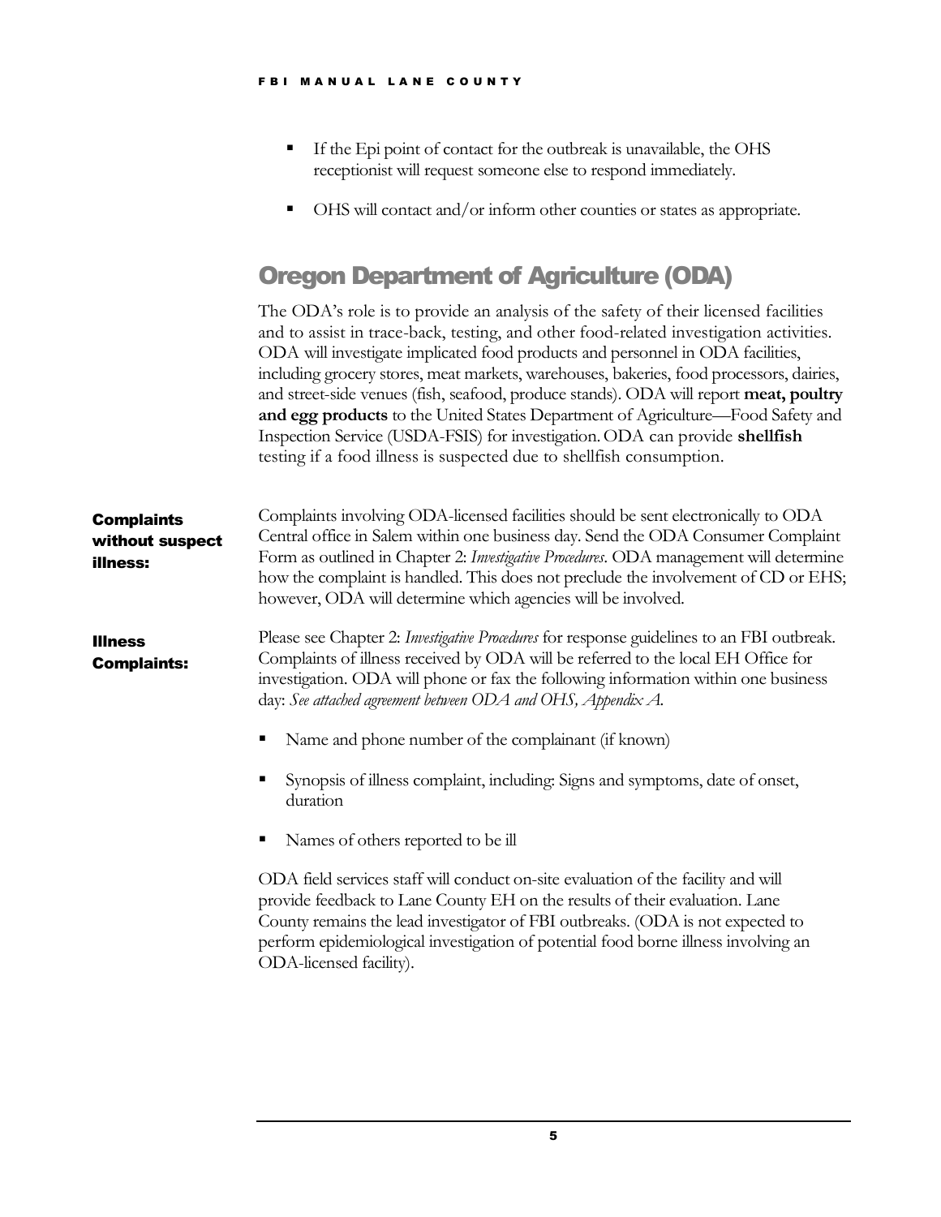- If the Epi point of contact for the outbreak is unavailable, the OHS receptionist will request someone else to respond immediately.
- OHS will contact and/or inform other counties or states as appropriate.

## Oregon Department of Agriculture (ODA)

The ODA's role is to provide an analysis of the safety of their licensed facilities and to assist in trace-back, testing, and other food-related investigation activities. ODA will investigate implicated food products and personnel in ODA facilities, including grocery stores, meat markets, warehouses, bakeries, food processors, dairies, and street-side venues (fish, seafood, produce stands). ODA will report **meat, poultry and egg products** to the United States Department of Agriculture—Food Safety and Inspection Service (USDA-FSIS) for investigation. ODA can provide **shellfish** testing if a food illness is suspected due to shellfish consumption.

**Complaints without suspect illness:**

Complaints involving ODA-licensed facilities should be sent electronically to ODA Central office in Salem within one business day. Send the ODA Consumer Complaint Form as outlined in Chapter 2: *Investigative Procedures*. ODA management will determine how the complaint is handled. This does not preclude the involvement of CD or EHS; however, ODA will determine which agencies will be involved.

**Illness Complaints:**

Please see Chapter 2: *Investigative Procedures* for response guidelines to an FBI outbreak. Complaints of illness received by ODA will be referred to the local EH Office for investigation. ODA will phone or fax the following information within one business day: *See attached agreement between ODA and OHS, Appendix A.*

- Name and phone number of the complainant (if known)
- Synopsis of illness complaint, including: Signs and symptoms, date of onset, duration
- Names of others reported to be ill

ODA field services staff will conduct on-site evaluation of the facility and will provide feedback to Lane County EH on the results of their evaluation. Lane County remains the lead investigator of FBI outbreaks. (ODA is not expected to perform epidemiological investigation of potential food borne illness involving an ODA-licensed facility).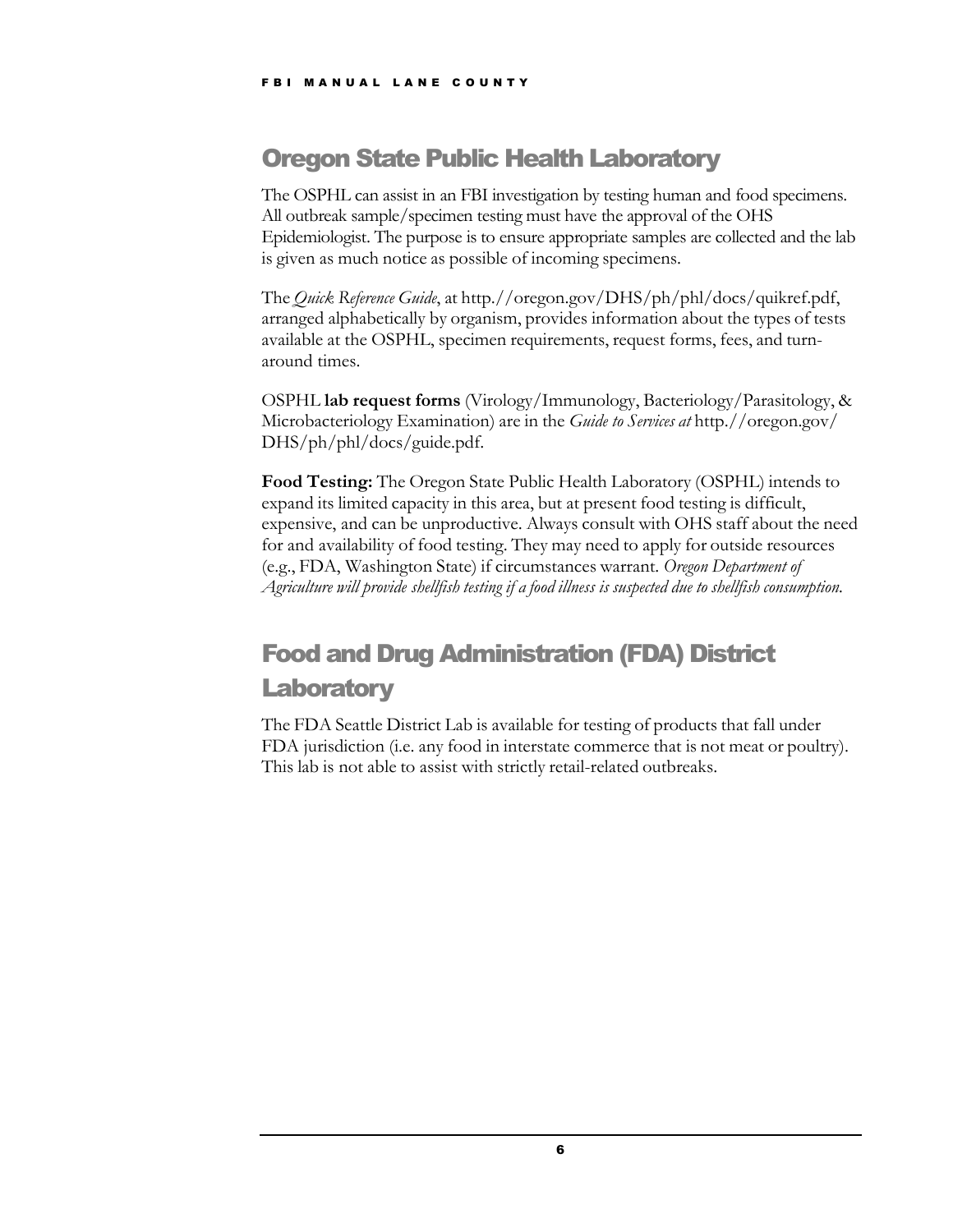## Oregon State Public Health Laboratory

The OSPHL can assist in an FBI investigation by testing human and food specimens. All outbreak sample/specimen testing must have the approval of the OHS Epidemiologist. The purpose is to ensure appropriate samples are collected and the lab is given as much notice as possible of incoming specimens.

The *Quick Reference Guide*, at http.//oregon.gov/DHS/ph/phl/docs/quikref.pdf, arranged alphabetically by organism, provides information about the types of tests available at the OSPHL, specimen requirements, request forms, fees, and turn-around times.

OSPHL **lab request forms** (Virology/Immunology, Bacteriology/Parasitology, & Microbacteriology Examination) are in the *Guide to Services at* http.//oregon.gov/DHS/ph/phl/docs/guide.pdf.

**Food Testing:** The Oregon State Public Health Laboratory (OSPHL) intends to expand its limited capacity in this area, but at present food testing is difficult, expensive, and can be unproductive. Always consult with OHS staff about the need for and availability of food testing. They may need to apply for outside resources (e.g., FDA, Washington State) if circumstances warrant. *Oregon Department of Agriculture will provide shellfish testing if a food illness is suspected due to shellfish consumption.*

## Food and Drug Administration (FDA) District Laboratory

The FDA Seattle District Lab is available for testing of products that fall under FDA jurisdiction (i.e. any food in interstate commerce that is not meat or poultry). This lab is not able to assist with strictly retail-related outbreaks.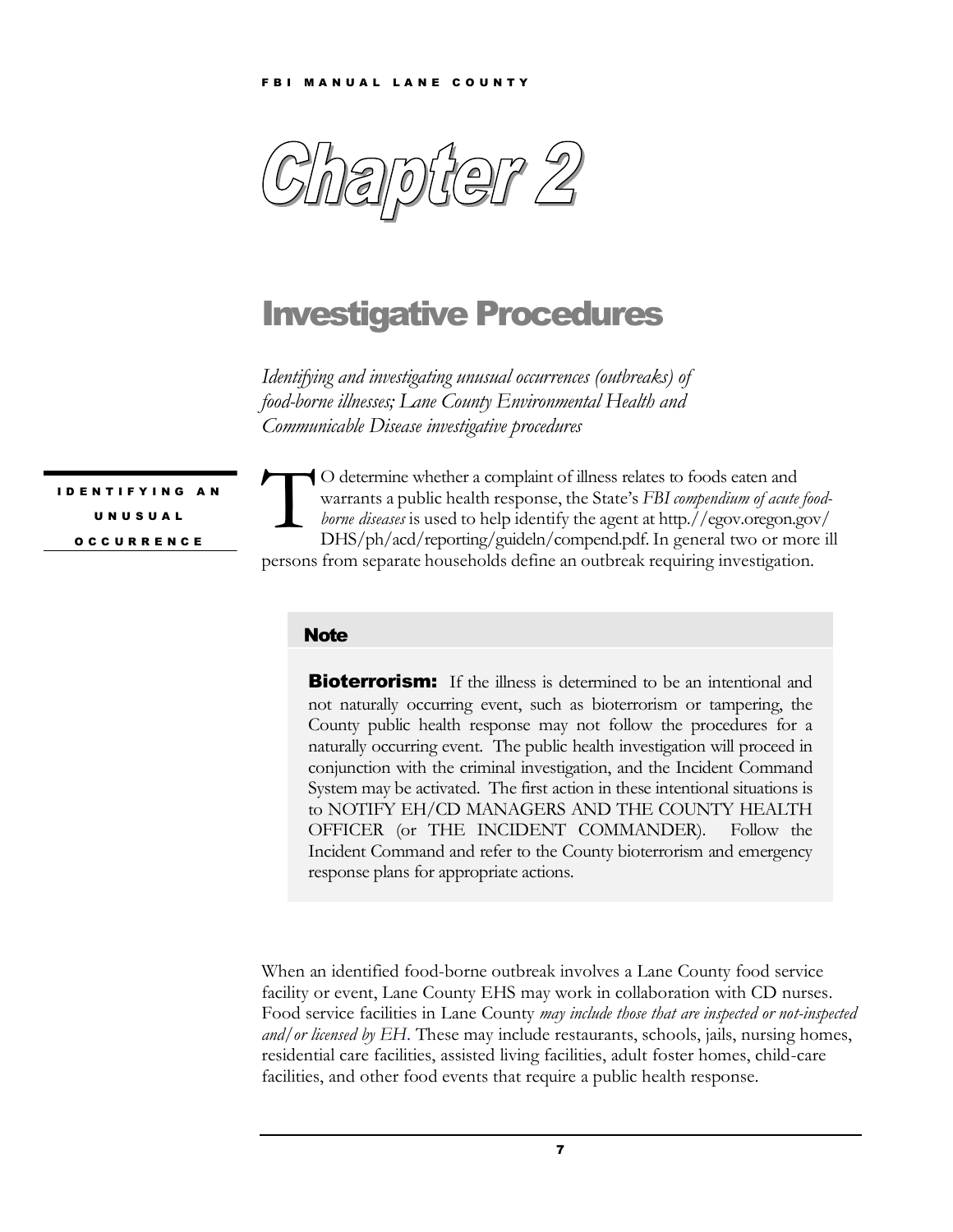# Chapter 2

## Investigative Procedures

*Identifying and investigating unusual occurrences (outbreaks) of food-borne illnesses; Lane County Environmental Health and Communicable Disease investigative procedures*

### IDENTIFYING AN UNUSUAL OCCURRENCE

TO determine whether a complaint of illness relates to foods eaten and warrants a public health response, the State's *FBI compendium of acute food-borne diseases* is used to help identify the agent at http.//egov.oregon.gov/DHS/ph/acd/reporting/guideln/compend.pdf. In general two or more ill persons from separate households define an outbreak requiring investigation.

> **Note**
>
> **Bioterrorism:** If the illness is determined to be an intentional and not naturally occurring event, such as bioterrorism or tampering, the County public health response may not follow the procedures for a naturally occurring event. The public health investigation will proceed in conjunction with the criminal investigation, and the Incident Command System may be activated. The first action in these intentional situations is to NOTIFY EH/CD MANAGERS AND THE COUNTY HEALTH OFFICER (or THE INCIDENT COMMANDER). Follow the Incident Command and refer to the County bioterrorism and emergency response plans for appropriate actions.

When an identified food-borne outbreak involves a Lane County food service facility or event, Lane County EHS may work in collaboration with CD nurses. Food service facilities in Lane County *may include those that are inspected or not-inspected and/or licensed by EH*. These may include restaurants, schools, jails, nursing homes, residential care facilities, assisted living facilities, adult foster homes, child-care facilities, and other food events that require a public health response.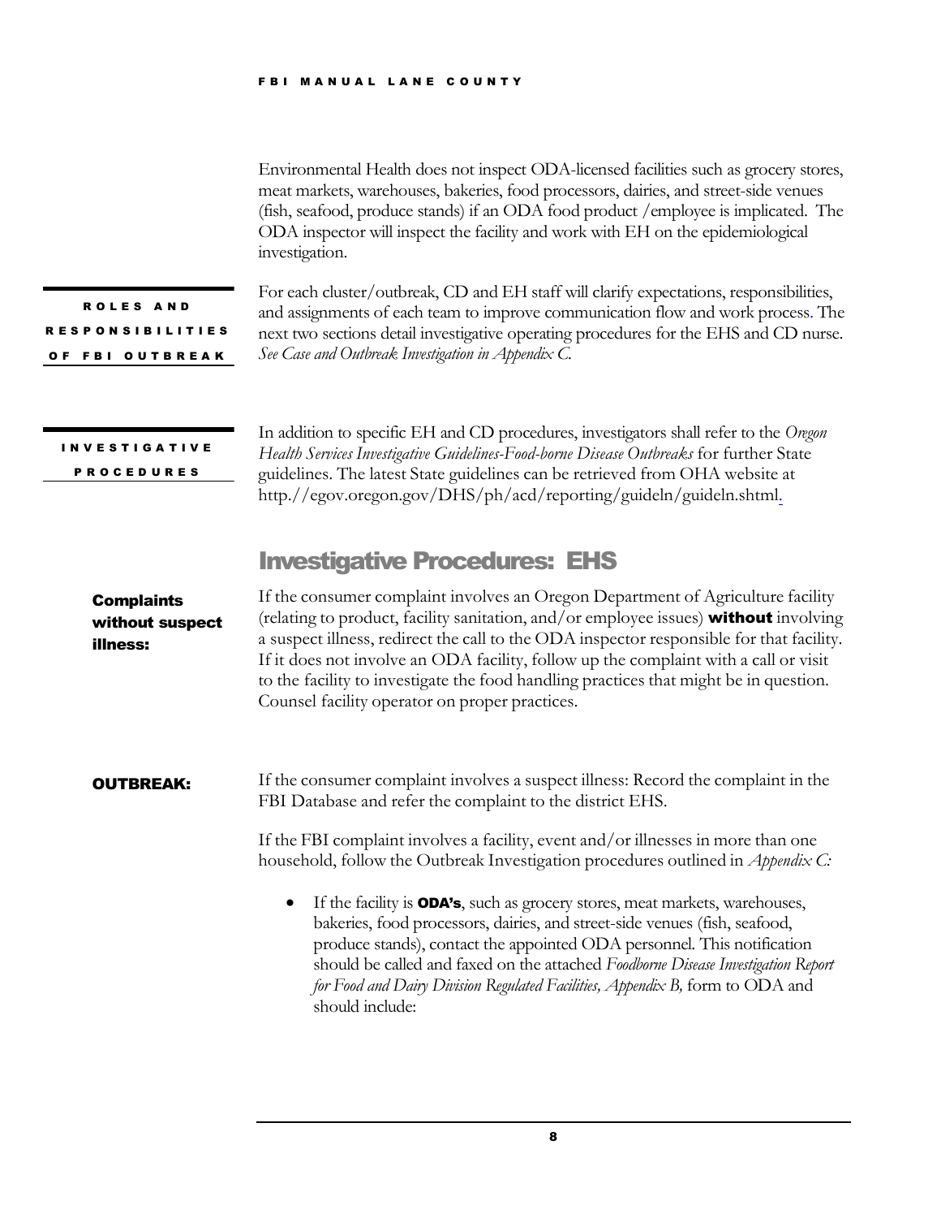Environmental Health does not inspect ODA-licensed facilities such as grocery stores, meat markets, warehouses, bakeries, food processors, dairies, and street-side venues (fish, seafood, produce stands) if an ODA food product /employee is implicated. The ODA inspector will inspect the facility and work with EH on the epidemiological investigation.

**ROLES AND RESPONSIBILITIES OF FBI OUTBREAK**

For each cluster/outbreak, CD and EH staff will clarify expectations, responsibilities, and assignments of each team to improve communication flow and work process. The next two sections detail investigative operating procedures for the EHS and CD nurse. *See Case and Outbreak Investigation in Appendix C.*

**INVESTIGATIVE PROCEDURES**

In addition to specific EH and CD procedures, investigators shall refer to the *Oregon Health Services Investigative Guidelines-Food-borne Disease Outbreaks* for further State guidelines. The latest State guidelines can be retrieved from OHA website at http://egov.oregon.gov/DHS/ph/acd/reporting/guideln/guideln.shtml.

## Investigative Procedures: EHS

**Complaints without suspect illness:**

If the consumer complaint involves an Oregon Department of Agriculture facility (relating to product, facility sanitation, and/or employee issues) **without** involving a suspect illness, redirect the call to the ODA inspector responsible for that facility. If it does not involve an ODA facility, follow up the complaint with a call or visit to the facility to investigate the food handling practices that might be in question. Counsel facility operator on proper practices.

**OUTBREAK:**

If the consumer complaint involves a suspect illness: Record the complaint in the FBI Database and refer the complaint to the district EHS.

If the FBI complaint involves a facility, event and/or illnesses in more than one household, follow the Outbreak Investigation procedures outlined in *Appendix C:*

- If the facility is **ODA's**, such as grocery stores, meat markets, warehouses, bakeries, food processors, dairies, and street-side venues (fish, seafood, produce stands), contact the appointed ODA personnel. This notification should be called and faxed on the attached *Foodborne Disease Investigation Report for Food and Dairy Division Regulated Facilities, Appendix B,* form to ODA and should include: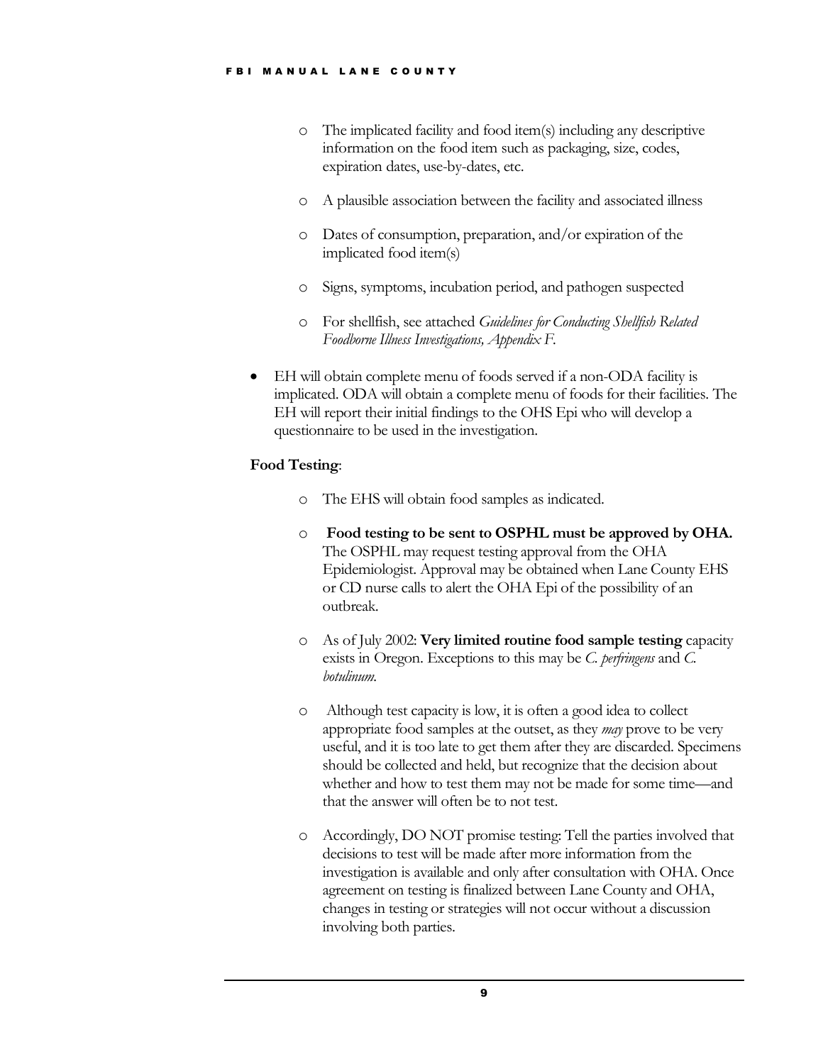- The implicated facility and food item(s) including any descriptive information on the food item such as packaging, size, codes, expiration dates, use-by-dates, etc.
- A plausible association between the facility and associated illness
- Dates of consumption, preparation, and/or expiration of the implicated food item(s)
- Signs, symptoms, incubation period, and pathogen suspected
- For shellfish, see attached *Guidelines for Conducting Shellfish Related Foodborne Illness Investigations, Appendix F.*

- EH will obtain complete menu of foods served if a non-ODA facility is implicated. ODA will obtain a complete menu of foods for their facilities. The EH will report their initial findings to the OHS Epi who will develop a questionnaire to be used in the investigation.

**Food Testing**:

- The EHS will obtain food samples as indicated.
- **Food testing to be sent to OSPHL must be approved by OHA.** The OSPHL may request testing approval from the OHA Epidemiologist. Approval may be obtained when Lane County EHS or CD nurse calls to alert the OHA Epi of the possibility of an outbreak.
- As of July 2002: **Very limited routine food sample testing** capacity exists in Oregon. Exceptions to this may be *C. perfringens* and *C. botulinum.*
- Although test capacity is low, it is often a good idea to collect appropriate food samples at the outset, as they *may* prove to be very useful, and it is too late to get them after they are discarded. Specimens should be collected and held, but recognize that the decision about whether and how to test them may not be made for some time—and that the answer will often be to not test.
- Accordingly, DO NOT promise testing: Tell the parties involved that decisions to test will be made after more information from the investigation is available and only after consultation with OHA. Once agreement on testing is finalized between Lane County and OHA, changes in testing or strategies will not occur without a discussion involving both parties.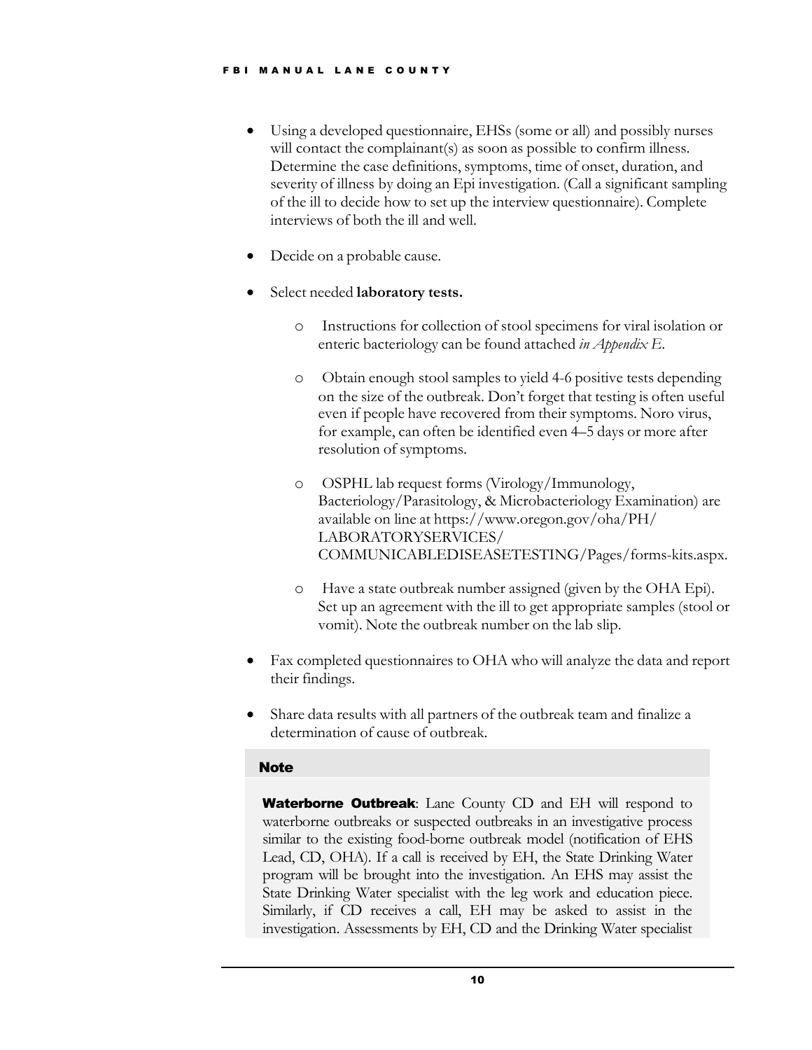- Using a developed questionnaire, EHSs (some or all) and possibly nurses will contact the complainant(s) as soon as possible to confirm illness. Determine the case definitions, symptoms, time of onset, duration, and severity of illness by doing an Epi investigation. (Call a significant sampling of the ill to decide how to set up the interview questionnaire). Complete interviews of both the ill and well.

- Decide on a probable cause.

- Select needed **laboratory tests.**

  - Instructions for collection of stool specimens for viral isolation or enteric bacteriology can be found attached *in Appendix E*.

  - Obtain enough stool samples to yield 4-6 positive tests depending on the size of the outbreak. Don't forget that testing is often useful even if people have recovered from their symptoms. Noro virus, for example, can often be identified even 4–5 days or more after resolution of symptoms.

  - OSPHL lab request forms (Virology/Immunology, Bacteriology/Parasitology, & Microbacteriology Examination) are available on line at https://www.oregon.gov/oha/PH/LABORATORYSERVICES/COMMUNICABLEDISEASETESTING/Pages/forms-kits.aspx.

  - Have a state outbreak number assigned (given by the OHA Epi). Set up an agreement with the ill to get appropriate samples (stool or vomit). Note the outbreak number on the lab slip.

- Fax completed questionnaires to OHA who will analyze the data and report their findings.

- Share data results with all partners of the outbreak team and finalize a determination of cause of outbreak.

**Note**

**Waterborne Outbreak**: Lane County CD and EH will respond to waterborne outbreaks or suspected outbreaks in an investigative process similar to the existing food-borne outbreak model (notification of EHS Lead, CD, OHA). If a call is received by EH, the State Drinking Water program will be brought into the investigation. An EHS may assist the State Drinking Water specialist with the leg work and education piece. Similarly, if CD receives a call, EH may be asked to assist in the investigation. Assessments by EH, CD and the Drinking Water specialist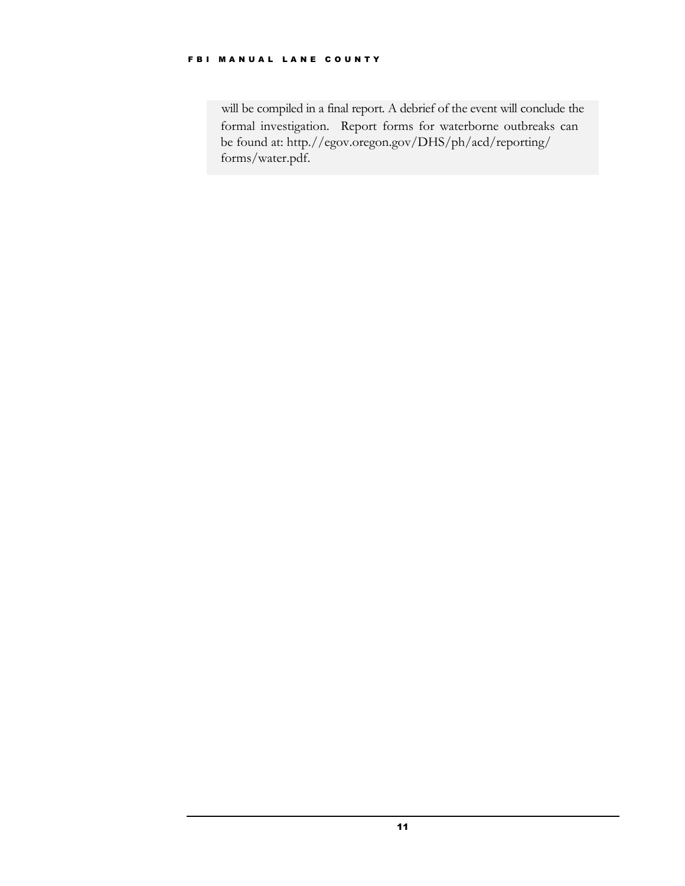will be compiled in a final report. A debrief of the event will conclude the formal investigation. Report forms for waterborne outbreaks can be found at: http://egov.oregon.gov/DHS/ph/acd/reporting/forms/water.pdf.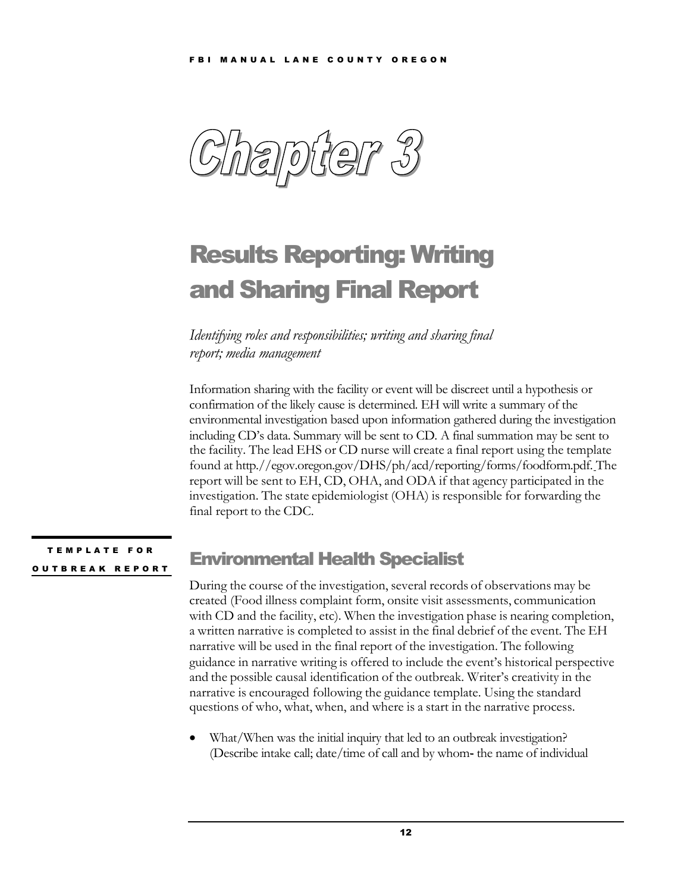# Chapter 3

## Results Reporting: Writing and Sharing Final Report

*Identifying roles and responsibilities; writing and sharing final report; media management*

Information sharing with the facility or event will be discreet until a hypothesis or confirmation of the likely cause is determined. EH will write a summary of the environmental investigation based upon information gathered during the investigation including CD's data. Summary will be sent to CD. A final summation may be sent to the facility. The lead EHS or CD nurse will create a final report using the template found at http://egov.oregon.gov/DHS/ph/acd/reporting/forms/foodform.pdf. The report will be sent to EH, CD, OHA, and ODA if that agency participated in the investigation. The state epidemiologist (OHA) is responsible for forwarding the final report to the CDC.

TEMPLATE FOR OUTBREAK REPORT

### Environmental Health Specialist

During the course of the investigation, several records of observations may be created (Food illness complaint form, onsite visit assessments, communication with CD and the facility, etc). When the investigation phase is nearing completion, a written narrative is completed to assist in the final debrief of the event. The EH narrative will be used in the final report of the investigation. The following guidance in narrative writing is offered to include the event's historical perspective and the possible causal identification of the outbreak. Writer's creativity in the narrative is encouraged following the guidance template. Using the standard questions of who, what, when, and where is a start in the narrative process.

- What/When was the initial inquiry that led to an outbreak investigation? (Describe intake call; date/time of call and by whom- the name of individual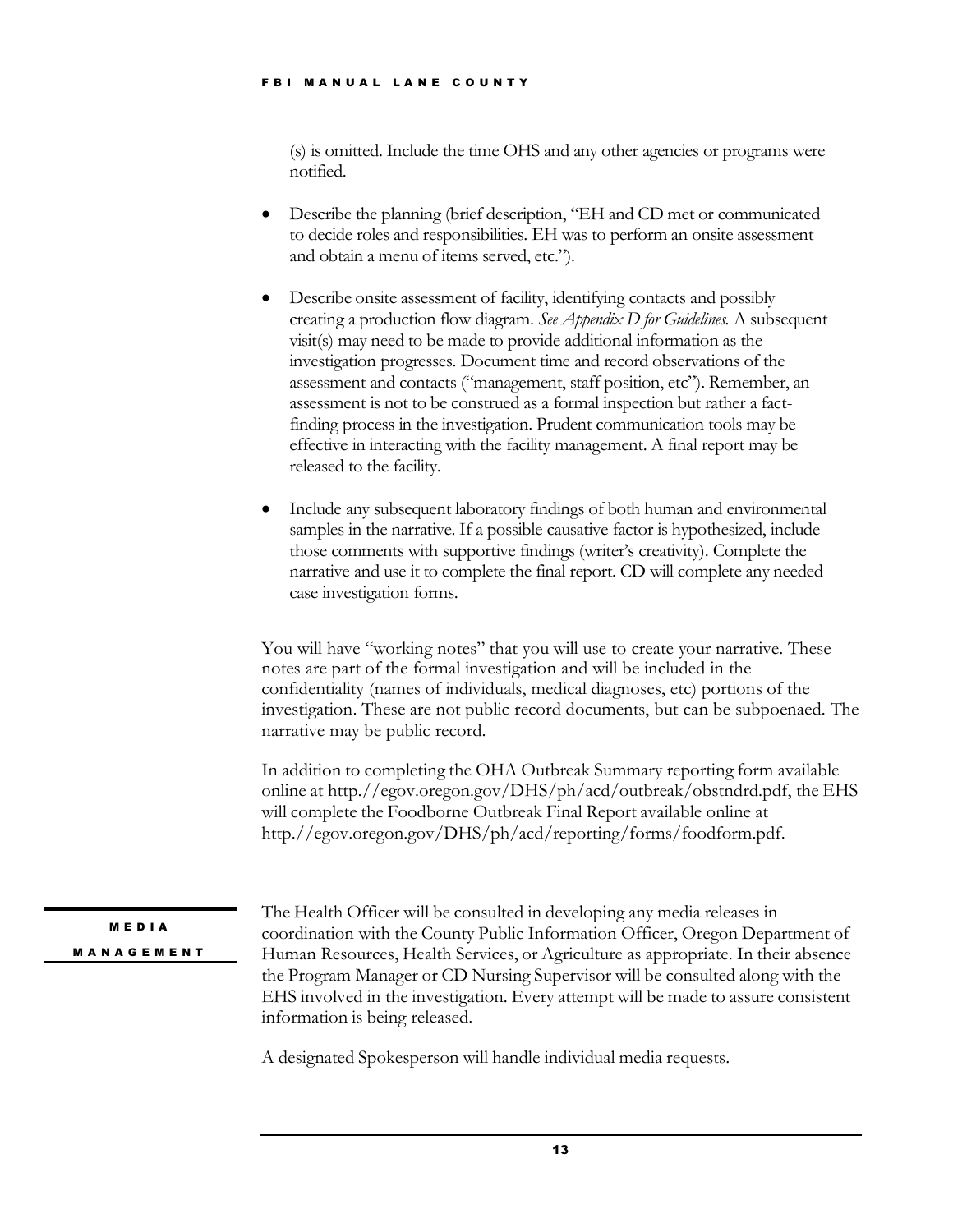(s) is omitted. Include the time OHS and any other agencies or programs were notified.

- Describe the planning (brief description, "EH and CD met or communicated to decide roles and responsibilities. EH was to perform an onsite assessment and obtain a menu of items served, etc.").

- Describe onsite assessment of facility, identifying contacts and possibly creating a production flow diagram. *See Appendix D for Guidelines.* A subsequent visit(s) may need to be made to provide additional information as the investigation progresses. Document time and record observations of the assessment and contacts ("management, staff position, etc"). Remember, an assessment is not to be construed as a formal inspection but rather a fact-finding process in the investigation. Prudent communication tools may be effective in interacting with the facility management. A final report may be released to the facility.

- Include any subsequent laboratory findings of both human and environmental samples in the narrative. If a possible causative factor is hypothesized, include those comments with supportive findings (writer's creativity). Complete the narrative and use it to complete the final report. CD will complete any needed case investigation forms.

You will have "working notes" that you will use to create your narrative. These notes are part of the formal investigation and will be included in the confidentiality (names of individuals, medical diagnoses, etc) portions of the investigation. These are not public record documents, but can be subpoenaed. The narrative may be public record.

In addition to completing the OHA Outbreak Summary reporting form available online at http.//egov.oregon.gov/DHS/ph/acd/outbreak/obstndrd.pdf, the EHS will complete the Foodborne Outbreak Final Report available online at http.//egov.oregon.gov/DHS/ph/acd/reporting/forms/foodform.pdf.

## MEDIA MANAGEMENT

The Health Officer will be consulted in developing any media releases in coordination with the County Public Information Officer, Oregon Department of Human Resources, Health Services, or Agriculture as appropriate. In their absence the Program Manager or CD Nursing Supervisor will be consulted along with the EHS involved in the investigation. Every attempt will be made to assure consistent information is being released.

A designated Spokesperson will handle individual media requests.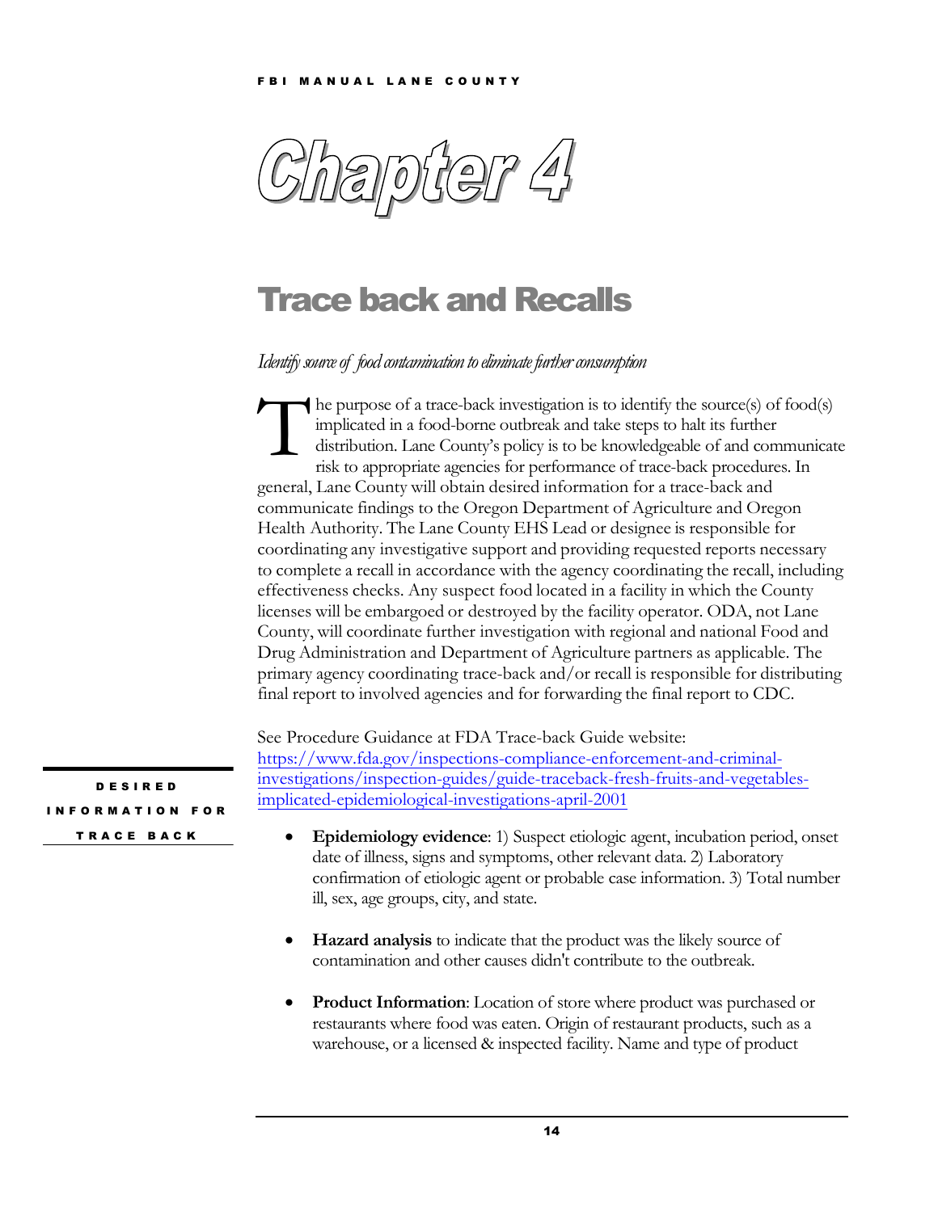# Chapter 4

## Trace back and Recalls

*Identify source of food contamination to eliminate further consumption*

The purpose of a trace-back investigation is to identify the source(s) of food(s) implicated in a food-borne outbreak and take steps to halt its further distribution. Lane County's policy is to be knowledgeable of and communicate risk to appropriate agencies for performance of trace-back procedures. In general, Lane County will obtain desired information for a trace-back and communicate findings to the Oregon Department of Agriculture and Oregon Health Authority. The Lane County EHS Lead or designee is responsible for coordinating any investigative support and providing requested reports necessary to complete a recall in accordance with the agency coordinating the recall, including effectiveness checks. Any suspect food located in a facility in which the County licenses will be embargoed or destroyed by the facility operator. ODA, not Lane County, will coordinate further investigation with regional and national Food and Drug Administration and Department of Agriculture partners as applicable. The primary agency coordinating trace-back and/or recall is responsible for distributing final report to involved agencies and for forwarding the final report to CDC.

See Procedure Guidance at FDA Trace-back Guide website: https://www.fda.gov/inspections-compliance-enforcement-and-criminal-investigations/inspection-guides/guide-traceback-fresh-fruits-and-vegetables-implicated-epidemiological-investigations-april-2001

### DESIRED INFORMATION FOR TRACE BACK

- **Epidemiology evidence**: 1) Suspect etiologic agent, incubation period, onset date of illness, signs and symptoms, other relevant data. 2) Laboratory confirmation of etiologic agent or probable case information. 3) Total number ill, sex, age groups, city, and state.

- **Hazard analysis** to indicate that the product was the likely source of contamination and other causes didn't contribute to the outbreak.

- **Product Information**: Location of store where product was purchased or restaurants where food was eaten. Origin of restaurant products, such as a warehouse, or a licensed & inspected facility. Name and type of product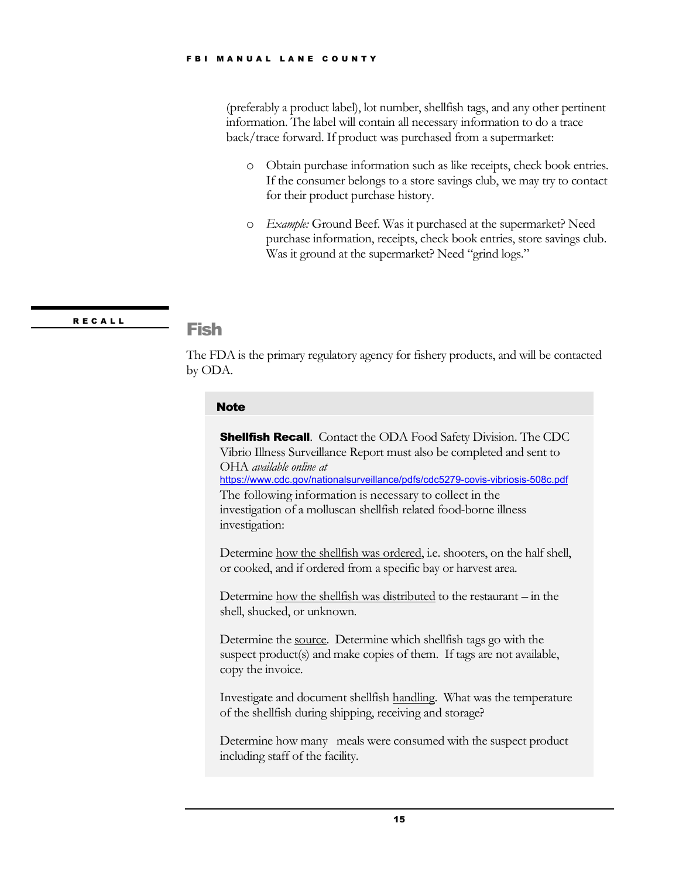(preferably a product label), lot number, shellfish tags, and any other pertinent information. The label will contain all necessary information to do a trace back/trace forward. If product was purchased from a supermarket:

- Obtain purchase information such as like receipts, check book entries. If the consumer belongs to a store savings club, we may try to contact for their product purchase history.
- *Example:* Ground Beef. Was it purchased at the supermarket? Need purchase information, receipts, check book entries, store savings club. Was it ground at the supermarket? Need "grind logs."

**RECALL**

## Fish

The FDA is the primary regulatory agency for fishery products, and will be contacted by ODA.

> **Note**
>
> **Shellfish Recall**. Contact the ODA Food Safety Division. The CDC Vibrio Illness Surveillance Report must also be completed and sent to OHA *available online at* https://www.cdc.gov/nationalsurveillance/pdfs/cdc5279-covis-vibriosis-508c.pdf The following information is necessary to collect in the investigation of a molluscan shellfish related food-borne illness investigation:
>
> Determine how the shellfish was ordered, i.e. shooters, on the half shell, or cooked, and if ordered from a specific bay or harvest area.
>
> Determine how the shellfish was distributed to the restaurant – in the shell, shucked, or unknown.
>
> Determine the source. Determine which shellfish tags go with the suspect product(s) and make copies of them. If tags are not available, copy the invoice.
>
> Investigate and document shellfish handling. What was the temperature of the shellfish during shipping, receiving and storage?
>
> Determine how many meals were consumed with the suspect product including staff of the facility.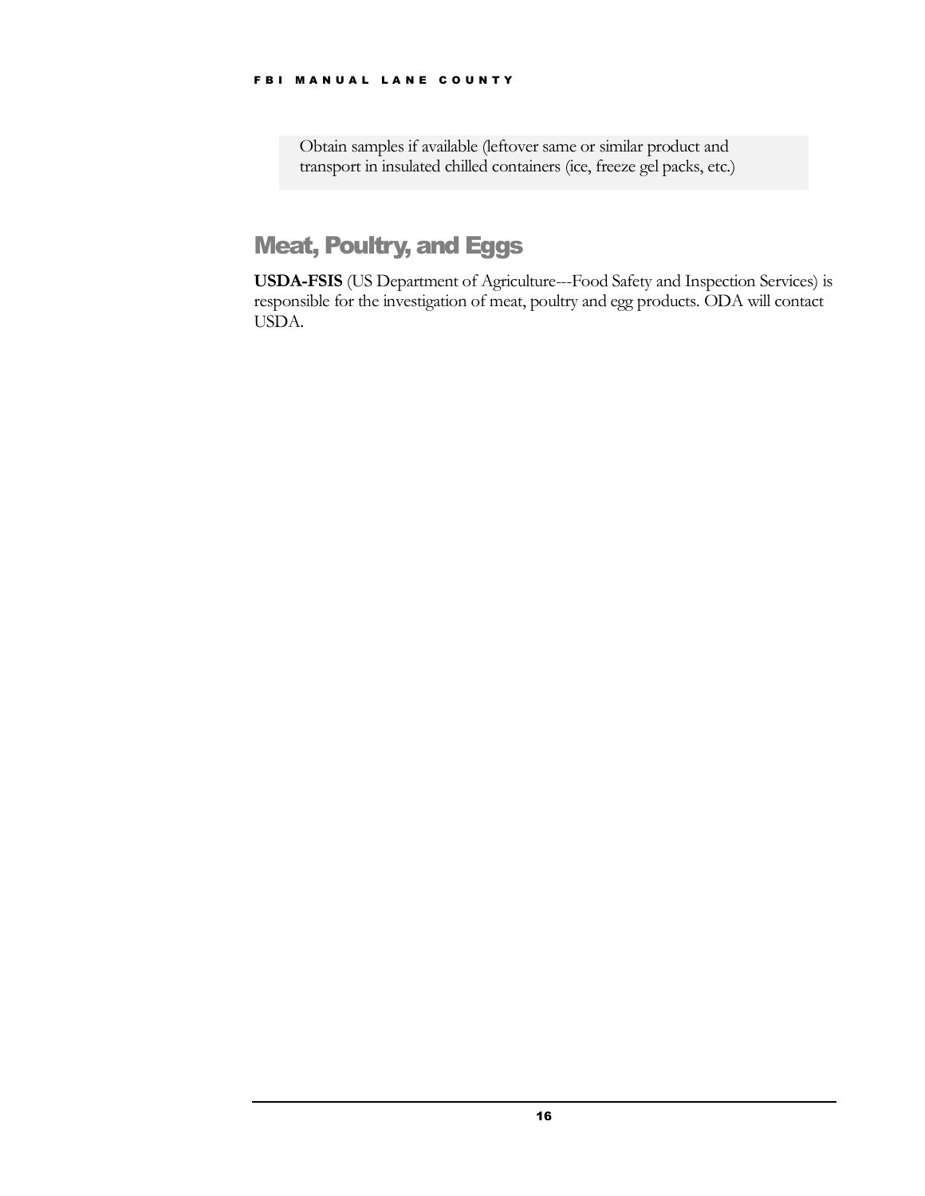Obtain samples if available (leftover same or similar product and transport in insulated chilled containers (ice, freeze gel packs, etc.)

## Meat, Poultry, and Eggs

**USDA-FSIS** (US Department of Agriculture---Food Safety and Inspection Services) is responsible for the investigation of meat, poultry and egg products. ODA will contact USDA.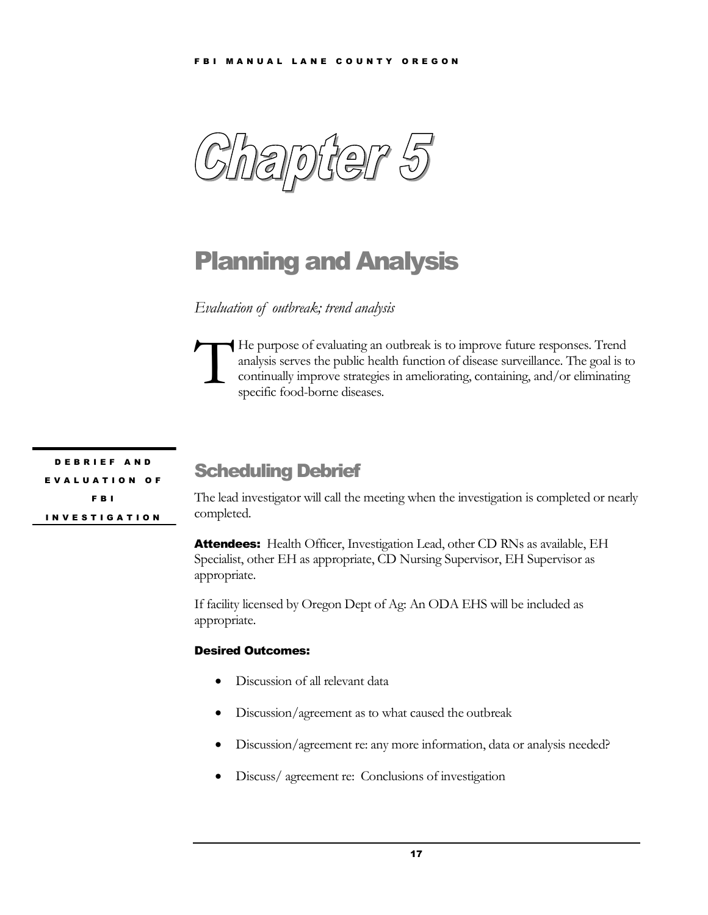# Chapter 5

# Planning and Analysis

*Evaluation of outbreak; trend analysis*

THe purpose of evaluating an outbreak is to improve future responses. Trend analysis serves the public health function of disease surveillance. The goal is to continually improve strategies in ameliorating, containing, and/or eliminating specific food-borne diseases.

**DEBRIEF AND EVALUATION OF FBI INVESTIGATION**

## Scheduling Debrief

The lead investigator will call the meeting when the investigation is completed or nearly completed.

**Attendees:** Health Officer, Investigation Lead, other CD RNs as available, EH Specialist, other EH as appropriate, CD Nursing Supervisor, EH Supervisor as appropriate.

If facility licensed by Oregon Dept of Ag: An ODA EHS will be included as appropriate.

**Desired Outcomes:**

- Discussion of all relevant data
- Discussion/agreement as to what caused the outbreak
- Discussion/agreement re: any more information, data or analysis needed?
- Discuss/ agreement re: Conclusions of investigation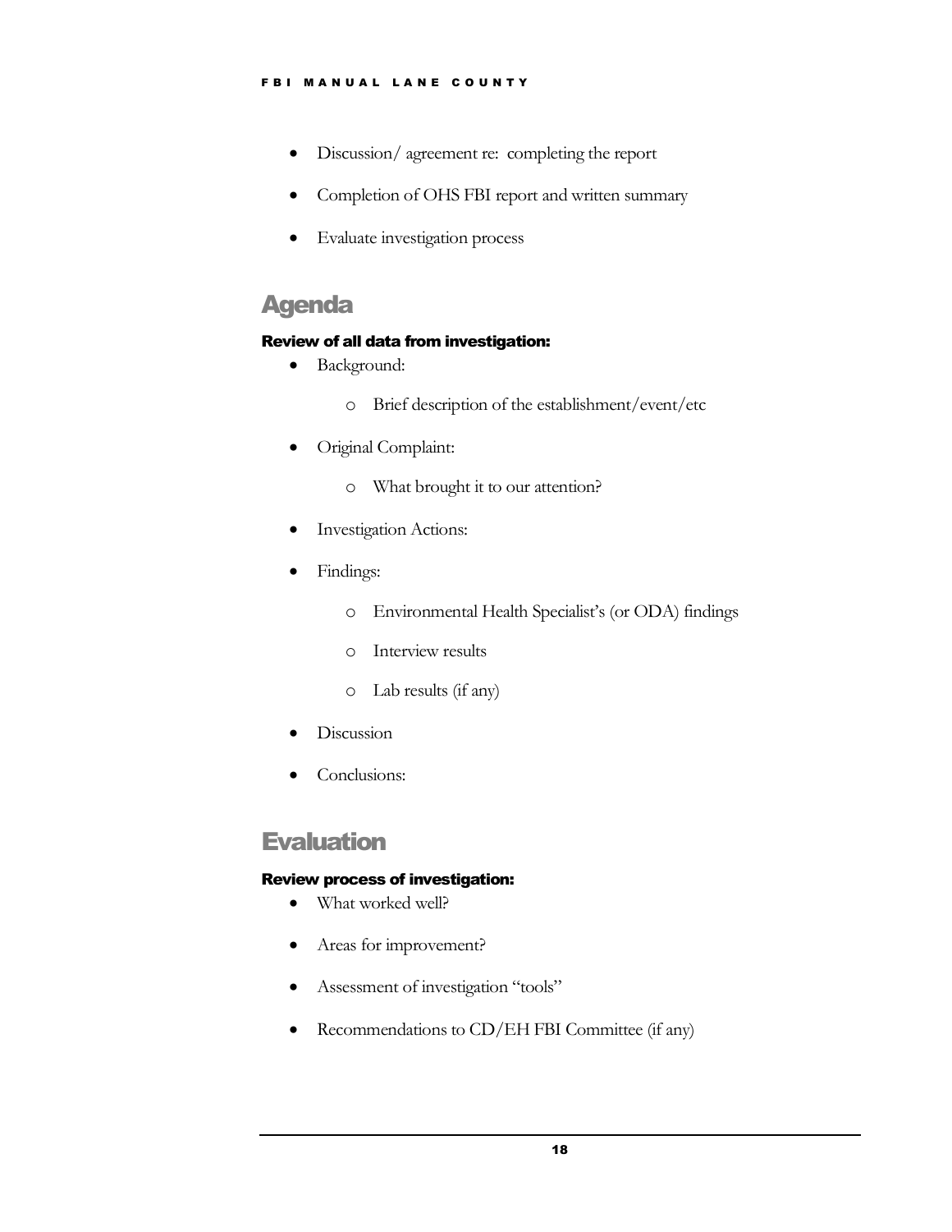- Discussion/ agreement re: completing the report
- Completion of OHS FBI report and written summary
- Evaluate investigation process

## Agenda

**Review of all data from investigation:**

- Background:
  - Brief description of the establishment/event/etc
- Original Complaint:
  - What brought it to our attention?
- Investigation Actions:
- Findings:
  - Environmental Health Specialist's (or ODA) findings
  - Interview results
  - Lab results (if any)
- Discussion
- Conclusions:

## Evaluation

**Review process of investigation:**

- What worked well?
- Areas for improvement?
- Assessment of investigation "tools"
- Recommendations to CD/EH FBI Committee (if any)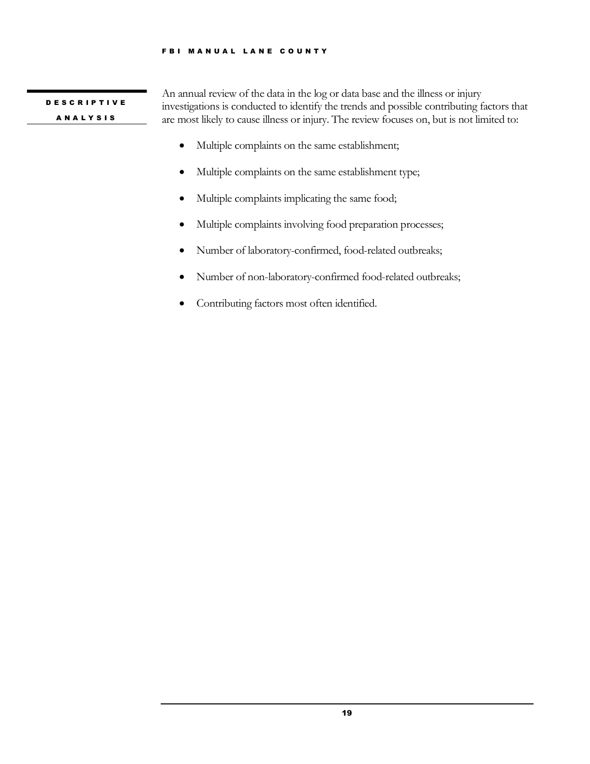## DESCRIPTIVE ANALYSIS

An annual review of the data in the log or data base and the illness or injury investigations is conducted to identify the trends and possible contributing factors that are most likely to cause illness or injury. The review focuses on, but is not limited to:

- Multiple complaints on the same establishment;
- Multiple complaints on the same establishment type;
- Multiple complaints implicating the same food;
- Multiple complaints involving food preparation processes;
- Number of laboratory-confirmed, food-related outbreaks;
- Number of non-laboratory-confirmed food-related outbreaks;
- Contributing factors most often identified.